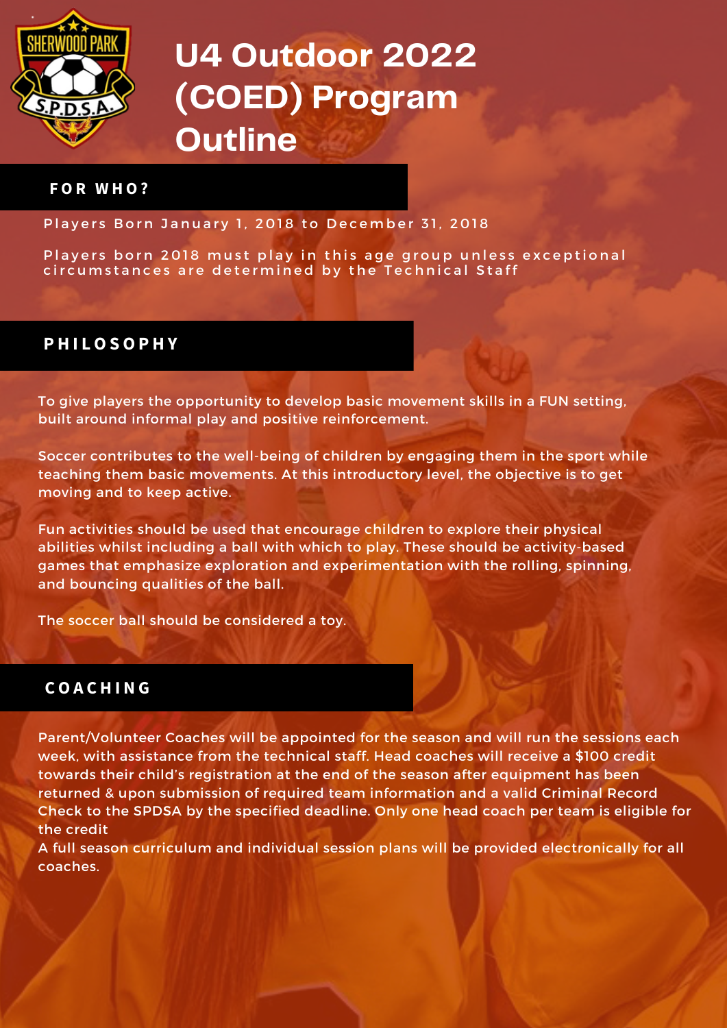# U4 Outdoor 2022 (COED) Program Outline

## FOR WHO?

Players Born January 1, 2018 to December 31, 2018

Players born 2018 must play in this age group unless exceptional circumstances are determined by the Technical Staff

## PHILOSOPHY

To give players the opportunity to develop basic movement skills in a FUN setting, built around informal play and positive reinforcement.

Soccer contributes to the well-being of children by engaging them in the sport while teaching them basic movements. At this introductory level, the objective is to get moving and to keep active.

Fun activities should be used that encourage children to explore their physical abilities whilst including a ball with which to play. These should be activity-based games that emphasize exploration and experimentation with the rolling, spinning, and bouncing qualities of the ball.

The soccer ball should be considered a toy.

## COACHING

Parent/Volunteer Coaches will be appointed for the season and will run the sessions each week, with assistance from the technical staff. Head coaches will receive a $100 credit towards their child's registration at the end of the season after equipment has been returned & upon submission of required team information and a valid Criminal Record Check to the SPDSA by the specified deadline. Only one head coach per team is eligible for the credit

A full season curriculum and individual session plans will be provided electronically for all coaches.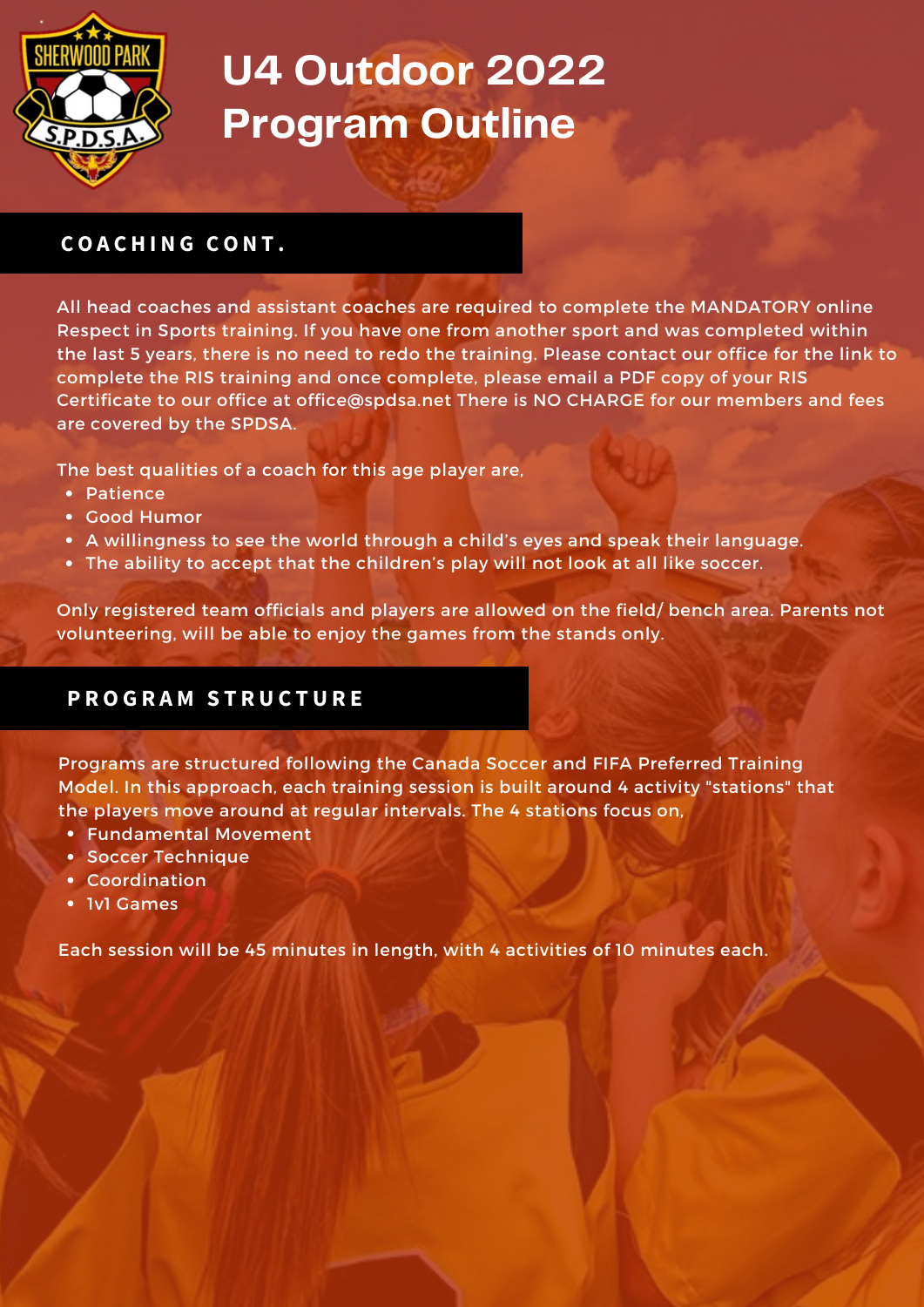# U4 Outdoor 2022 Program Outline

## COACHING CONT.

All head coaches and assistant coaches are required to complete the MANDATORY online Respect in Sports training. If you have one from another sport and was completed within the last 5 years, there is no need to redo the training. Please contact our office for the link to complete the RIS training and once complete, please email a PDF copy of your RIS Certificate to our office at office@spdsa.net There is NO CHARGE for our members and fees are covered by the SPDSA.

The best qualities of a coach for this age player are,

- Patience
- Good Humor
- A willingness to see the world through a child's eyes and speak their language.
- The ability to accept that the children's play will not look at all like soccer.

Only registered team officials and players are allowed on the field/ bench area. Parents not volunteering, will be able to enjoy the games from the stands only.

## PROGRAM STRUCTURE

Programs are structured following the Canada Soccer and FIFA Preferred Training Model. In this approach, each training session is built around 4 activity "stations" that the players move around at regular intervals. The 4 stations focus on,

- Fundamental Movement
- Soccer Technique
- Coordination
- 1v1 Games

Each session will be 45 minutes in length, with 4 activities of 10 minutes each.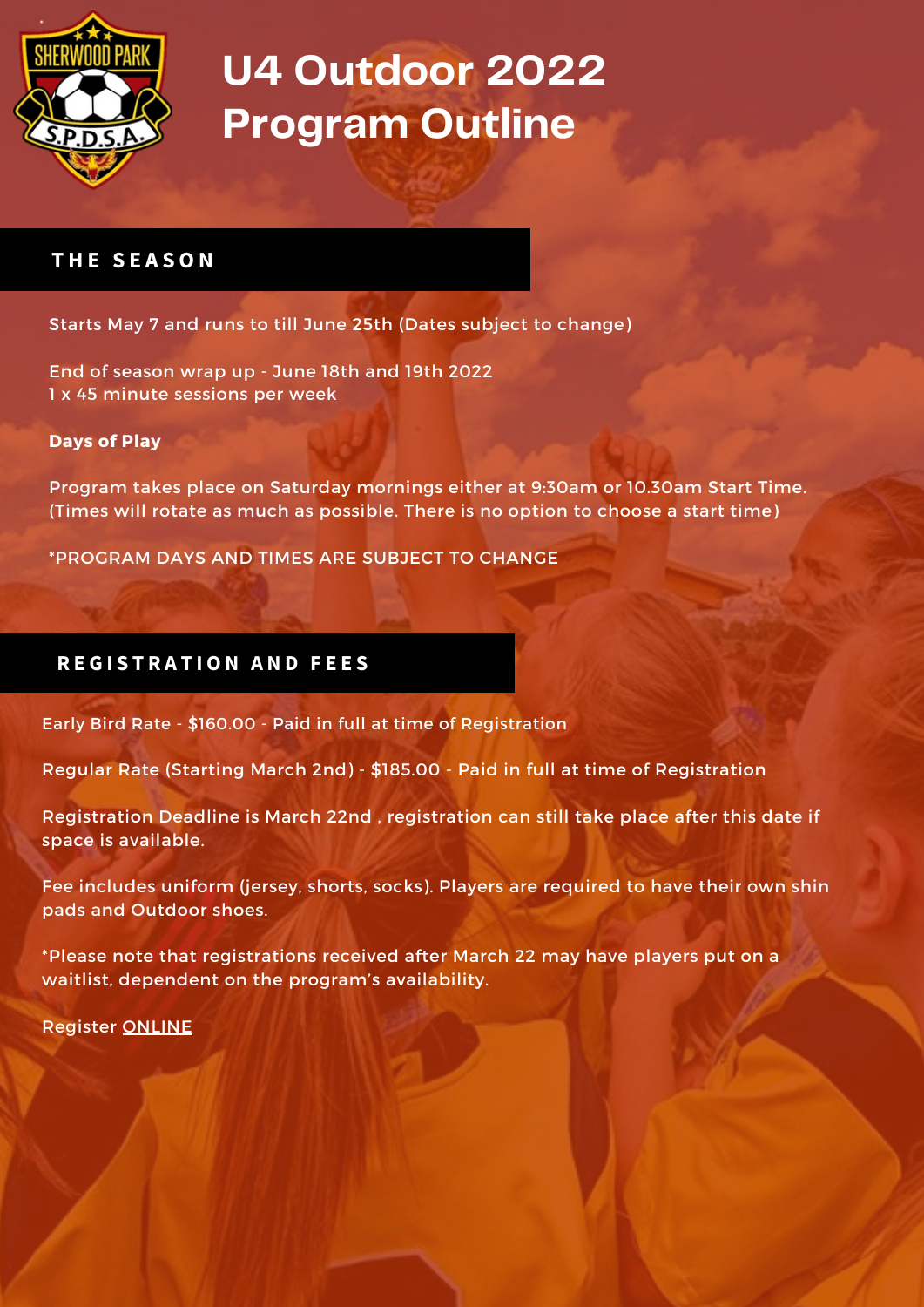# U4 Outdoor 2022 Program Outline

## THE SEASON

Starts May 7 and runs to till June 25th (Dates subject to change)

End of season wrap up - June 18th and 19th 2022
1 x 45 minute sessions per week

**Days of Play**

Program takes place on Saturday mornings either at 9:30am or 10.30am Start Time. (Times will rotate as much as possible. There is no option to choose a start time)

*PROGRAM DAYS AND TIMES ARE SUBJECT TO CHANGE

## REGISTRATION AND FEES

Early Bird Rate - $160.00 - Paid in full at time of Registration

Regular Rate (Starting March 2nd) - $185.00 - Paid in full at time of Registration

Registration Deadline is March 22nd , registration can still take place after this date if space is available.

Fee includes uniform (jersey, shorts, socks). Players are required to have their own shin pads and Outdoor shoes.

*Please note that registrations received after March 22 may have players put on a waitlist, dependent on the program's availability.

Register ONLINE